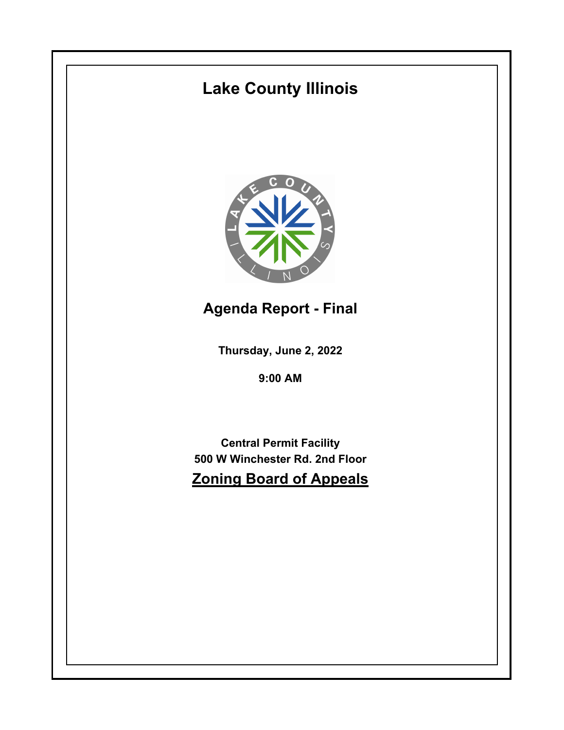# Lake County Illinois

## Agenda Report - Final

**Thursday, June 2, 2022**

**9:00 AM**

**Central Permit Facility**
**500 W Winchester Rd. 2nd Floor**

## Zoning Board of Appeals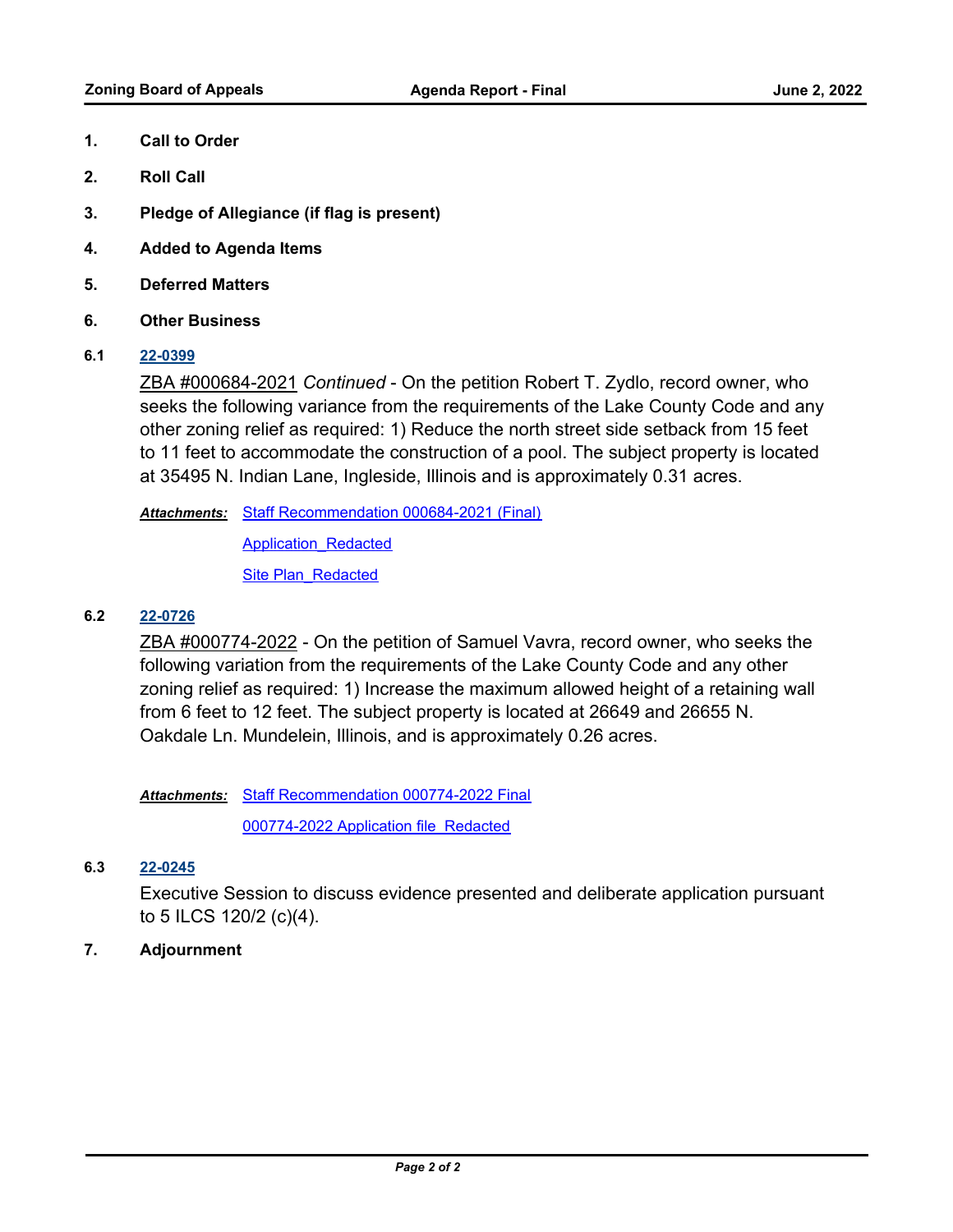1. **Call to Order**
2. **Roll Call**
3. **Pledge of Allegiance (if flag is present)**
4. **Added to Agenda Items**
5. **Deferred Matters**
6. **Other Business**

**6.1** **22-0399**

ZBA #000684-2021 *Continued* - On the petition Robert T. Zydlo, record owner, who seeks the following variance from the requirements of the Lake County Code and any other zoning relief as required: 1) Reduce the north street side setback from 15 feet to 11 feet to accommodate the construction of a pool. The subject property is located at 35495 N. Indian Lane, Ingleside, Illinois and is approximately 0.31 acres.

***Attachments:*** Staff Recommendation 000684-2021 (Final)

Application_Redacted

Site Plan_Redacted

**6.2** **22-0726**

ZBA #000774-2022 - On the petition of Samuel Vavra, record owner, who seeks the following variation from the requirements of the Lake County Code and any other zoning relief as required: 1) Increase the maximum allowed height of a retaining wall from 6 feet to 12 feet. The subject property is located at 26649 and 26655 N. Oakdale Ln. Mundelein, Illinois, and is approximately 0.26 acres.

***Attachments:*** Staff Recommendation 000774-2022 Final

000774-2022 Application file_Redacted

**6.3** **22-0245**

Executive Session to discuss evidence presented and deliberate application pursuant to 5 ILCS 120/2 (c)(4).

7. **Adjournment**